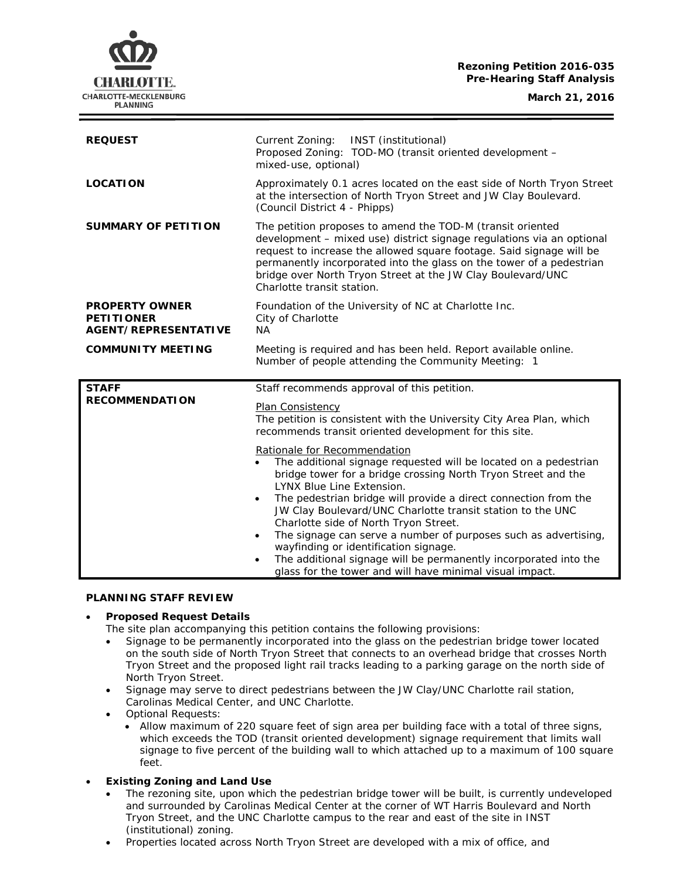**Rezoning Petition 2016-035**
**Pre-Hearing Staff Analysis**

**March 21, 2016**

| | |
|---|---|
| **REQUEST** | Current Zoning: INST (institutional)<br>Proposed Zoning: TOD-MO (transit oriented development – mixed-use, optional) |
| **LOCATION** | Approximately 0.1 acres located on the east side of North Tryon Street at the intersection of North Tryon Street and JW Clay Boulevard. (Council District 4 - Phipps) |
| **SUMMARY OF PETITION** | The petition proposes to amend the TOD-M (transit oriented development – mixed use) district signage regulations via an optional request to increase the allowed square footage. Said signage will be permanently incorporated into the glass on the tower of a pedestrian bridge over North Tryon Street at the JW Clay Boulevard/UNC Charlotte transit station. |
| **PROPERTY OWNER**<br>**PETITIONER**<br>**AGENT/REPRESENTATIVE** | Foundation of the University of NC at Charlotte Inc.<br>City of Charlotte<br>NA |
| **COMMUNITY MEETING** | Meeting is required and has been held. Report available online.<br>Number of people attending the Community Meeting: 1 |
| **STAFF RECOMMENDATION** | Staff recommends approval of this petition.<br><br>Plan Consistency<br>The petition is consistent with the University City Area Plan, which recommends transit oriented development for this site.<br><br>Rationale for Recommendation<br>• The additional signage requested will be located on a pedestrian bridge tower for a bridge crossing North Tryon Street and the LYNX Blue Line Extension.<br>• The pedestrian bridge will provide a direct connection from the JW Clay Boulevard/UNC Charlotte transit station to the UNC Charlotte side of North Tryon Street.<br>• The signage can serve a number of purposes such as advertising, wayfinding or identification signage.<br>• The additional signage will be permanently incorporated into the glass for the tower and will have minimal visual impact. |

**PLANNING STAFF REVIEW**

- ***Proposed Request Details***
  The site plan accompanying this petition contains the following provisions:
  - Signage to be permanently incorporated into the glass on the pedestrian bridge tower located on the south side of North Tryon Street that connects to an overhead bridge that crosses North Tryon Street and the proposed light rail tracks leading to a parking garage on the north side of North Tryon Street.
  - Signage may serve to direct pedestrians between the JW Clay/UNC Charlotte rail station, Carolinas Medical Center, and UNC Charlotte.
  - Optional Requests:
    - Allow maximum of 220 square feet of sign area per building face with a total of three signs, which exceeds the TOD (transit oriented development) signage requirement that limits wall signage to five percent of the building wall to which attached up to a maximum of 100 square feet.

- ***Existing Zoning and Land Use***
  - The rezoning site, upon which the pedestrian bridge tower will be built, is currently undeveloped and surrounded by Carolinas Medical Center at the corner of WT Harris Boulevard and North Tryon Street, and the UNC Charlotte campus to the rear and east of the site in INST (institutional) zoning.
  - Properties located across North Tryon Street are developed with a mix of office, and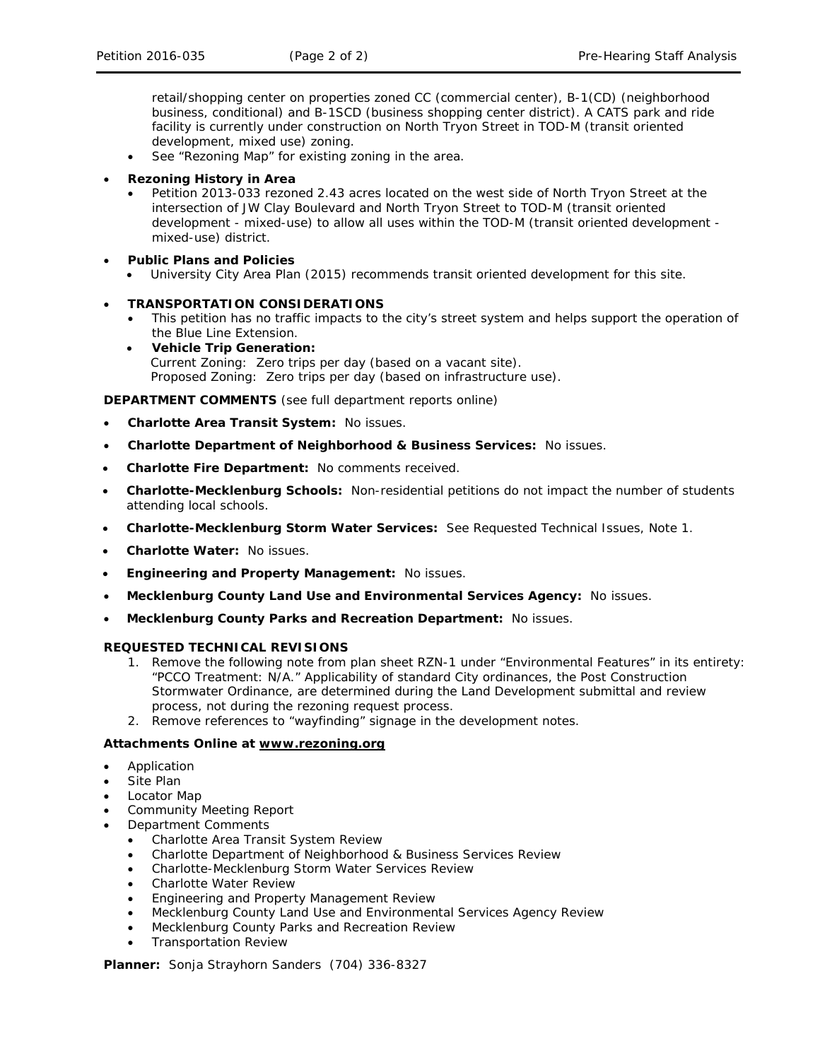retail/shopping center on properties zoned CC (commercial center), B-1(CD) (neighborhood business, conditional) and B-1SCD (business shopping center district). A CATS park and ride facility is currently under construction on North Tryon Street in TOD-M (transit oriented development, mixed use) zoning.
- See "Rezoning Map" for existing zoning in the area.

- **Rezoning History in Area**
  - Petition 2013-033 rezoned 2.43 acres located on the west side of North Tryon Street at the intersection of JW Clay Boulevard and North Tryon Street to TOD-M (transit oriented development - mixed-use) to allow all uses within the TOD-M (transit oriented development - mixed-use) district.

- **Public Plans and Policies**
  - University City Area Plan (2015) recommends transit oriented development for this site.

- **TRANSPORTATION CONSIDERATIONS**
  - This petition has no traffic impacts to the city's street system and helps support the operation of the Blue Line Extension.
  - **Vehicle Trip Generation:**
    Current Zoning: Zero trips per day (based on a vacant site).
    Proposed Zoning: Zero trips per day (based on infrastructure use).

**DEPARTMENT COMMENTS** (see full department reports online)

- **Charlotte Area Transit System:** No issues.
- **Charlotte Department of Neighborhood & Business Services:** No issues.
- **Charlotte Fire Department:** No comments received.
- **Charlotte-Mecklenburg Schools:** Non-residential petitions do not impact the number of students attending local schools.
- **Charlotte-Mecklenburg Storm Water Services:** See Requested Technical Issues, Note 1.
- **Charlotte Water:** No issues.
- **Engineering and Property Management:** No issues.
- **Mecklenburg County Land Use and Environmental Services Agency:** No issues.
- **Mecklenburg County Parks and Recreation Department:** No issues.

**REQUESTED TECHNICAL REVISIONS**

1. Remove the following note from plan sheet RZN-1 under "Environmental Features" in its entirety: "PCCO Treatment: N/A." Applicability of standard City ordinances, the Post Construction Stormwater Ordinance, are determined during the Land Development submittal and review process, not during the rezoning request process.
2. Remove references to "wayfinding" signage in the development notes.

**Attachments Online at www.rezoning.org**

- Application
- Site Plan
- Locator Map
- Community Meeting Report
- Department Comments
  - Charlotte Area Transit System Review
  - Charlotte Department of Neighborhood & Business Services Review
  - Charlotte-Mecklenburg Storm Water Services Review
  - Charlotte Water Review
  - Engineering and Property Management Review
  - Mecklenburg County Land Use and Environmental Services Agency Review
  - Mecklenburg County Parks and Recreation Review
  - Transportation Review

**Planner:** Sonja Strayhorn Sanders (704) 336-8327